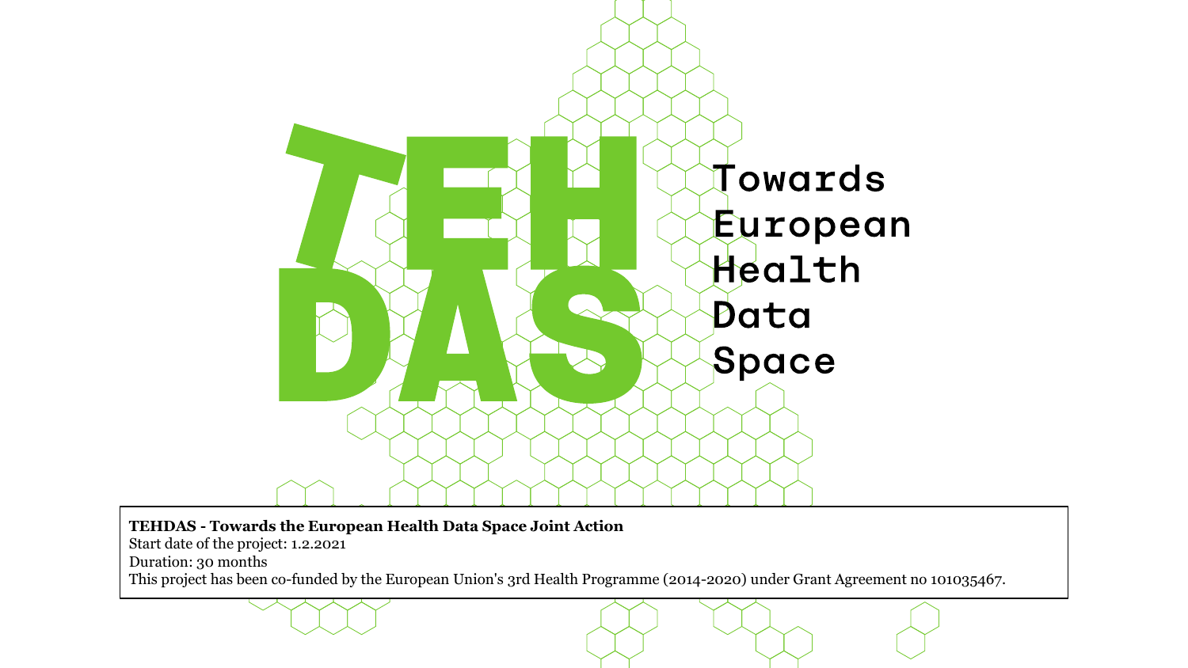# TEHDAS

Towards
European
Health
Data
Space

**TEHDAS - Towards the European Health Data Space Joint Action**
Start date of the project: 1.2.2021
Duration: 30 months
This project has been co-funded by the European Union's 3rd Health Programme (2014-2020) under Grant Agreement no 101035467.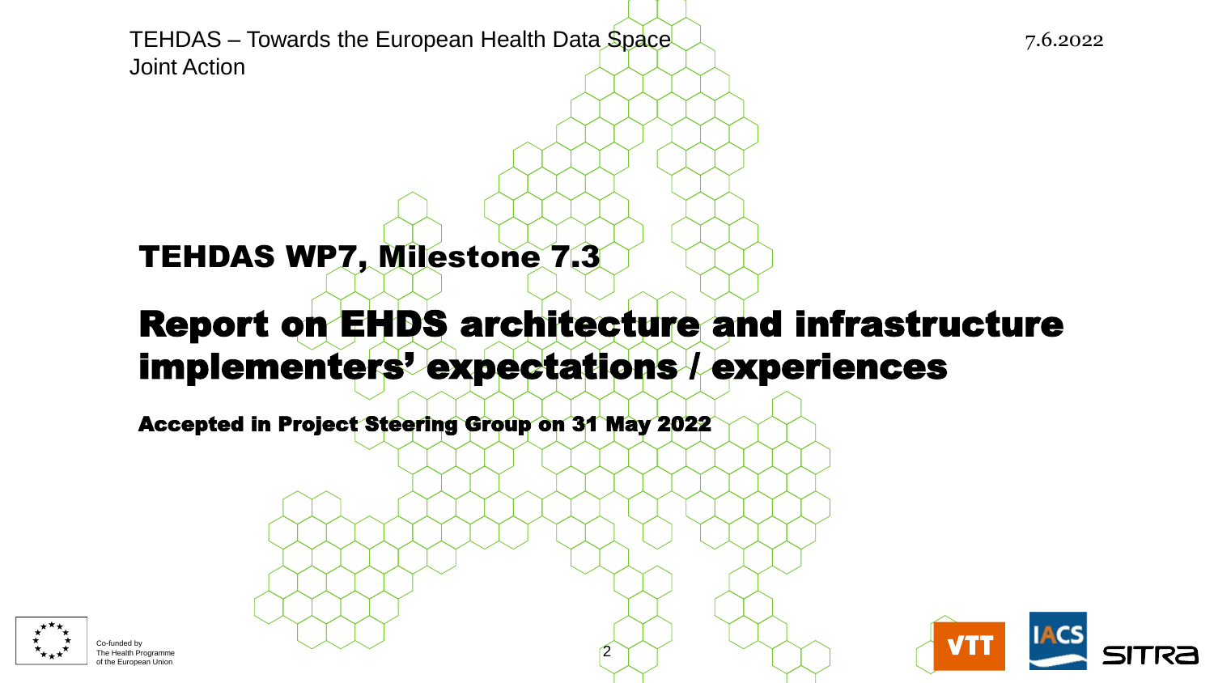TEHDAS – Towards the European Health Data Space Joint Action

7.6.2022

## TEHDAS WP7, Milestone 7.3

# Report on EHDS architecture and infrastructure implementers' expectations / experiences

**Accepted in Project Steering Group on 31 May 2022**

Co-funded by The Health Programme of the European Union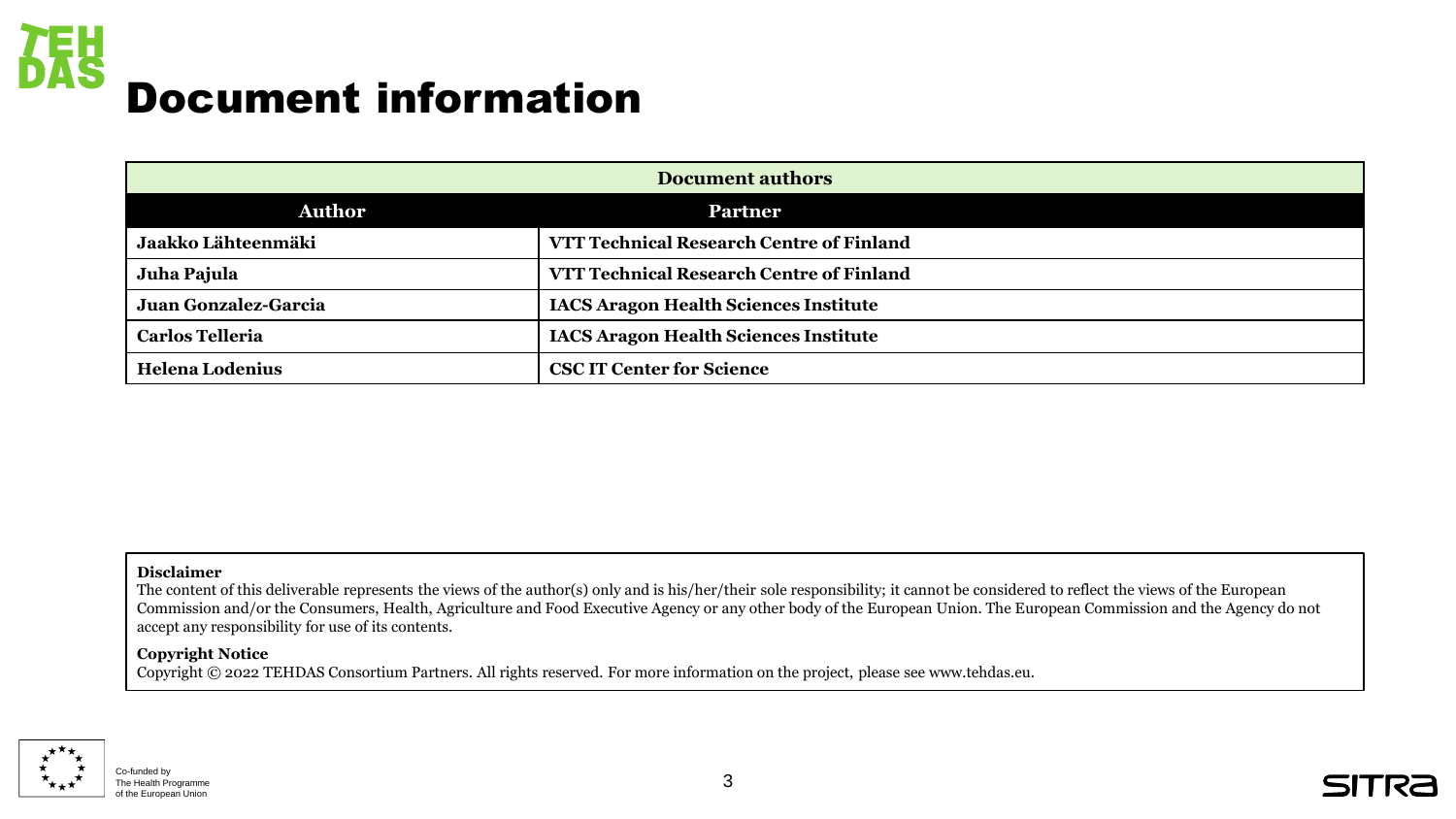# Document information

| Document authors | |
|---|---|
| **Author** | **Partner** |
| **Jaakko Lähteenmäki** | **VTT Technical Research Centre of Finland** |
| **Juha Pajula** | **VTT Technical Research Centre of Finland** |
| **Juan Gonzalez-Garcia** | **IACS Aragon Health Sciences Institute** |
| **Carlos Telleria** | **IACS Aragon Health Sciences Institute** |
| **Helena Lodenius** | **CSC IT Center for Science** |

**Disclaimer**

The content of this deliverable represents the views of the author(s) only and is his/her/their sole responsibility; it cannot be considered to reflect the views of the European Commission and/or the Consumers, Health, Agriculture and Food Executive Agency or any other body of the European Union. The European Commission and the Agency do not accept any responsibility for use of its contents.

**Copyright Notice**

Copyright © 2022 TEHDAS Consortium Partners. All rights reserved. For more information on the project, please see www.tehdas.eu.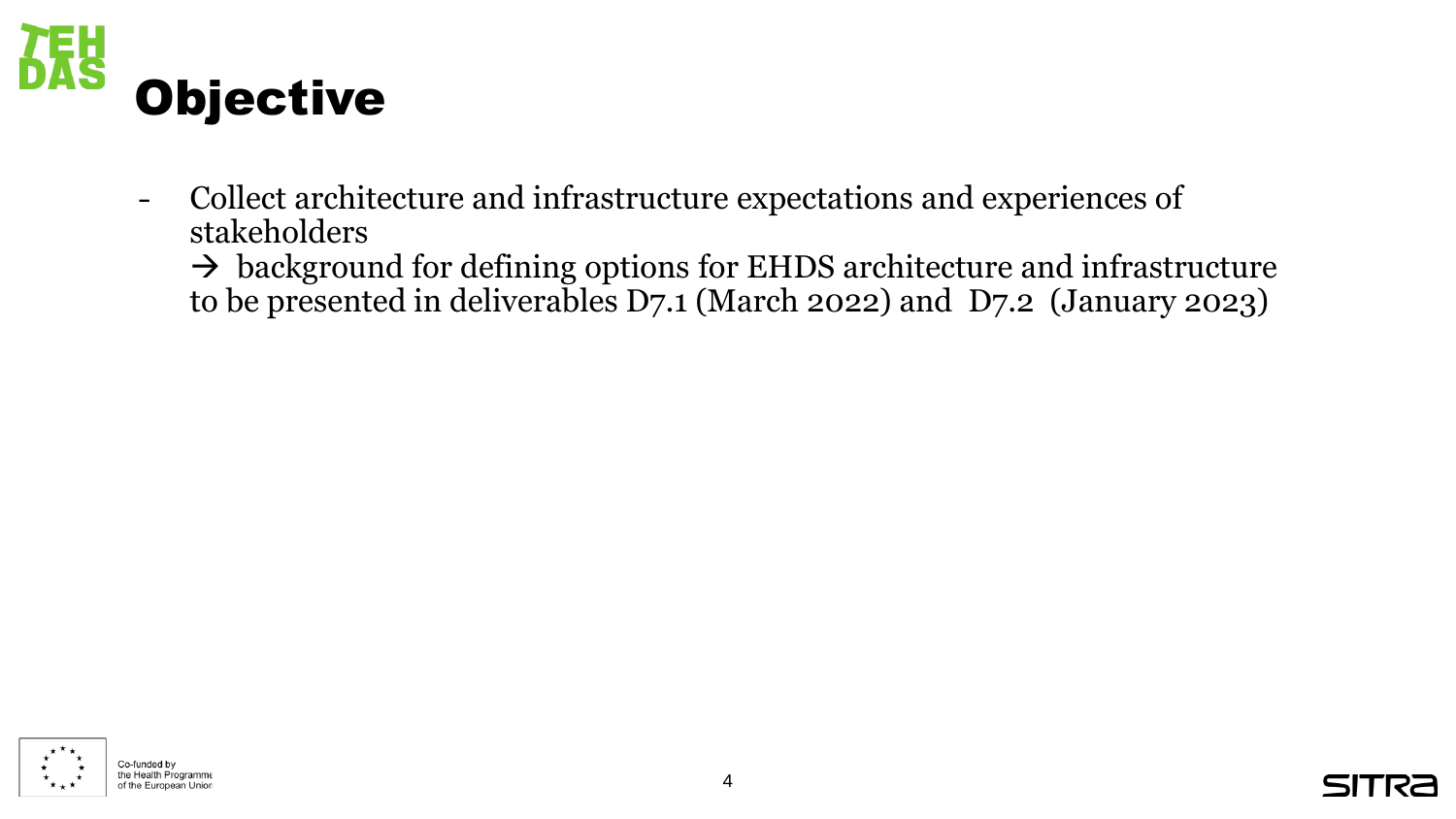# Objective

- Collect architecture and infrastructure expectations and experiences of stakeholders
  → background for defining options for EHDS architecture and infrastructure to be presented in deliverables D7.1 (March 2022) and D7.2 (January 2023)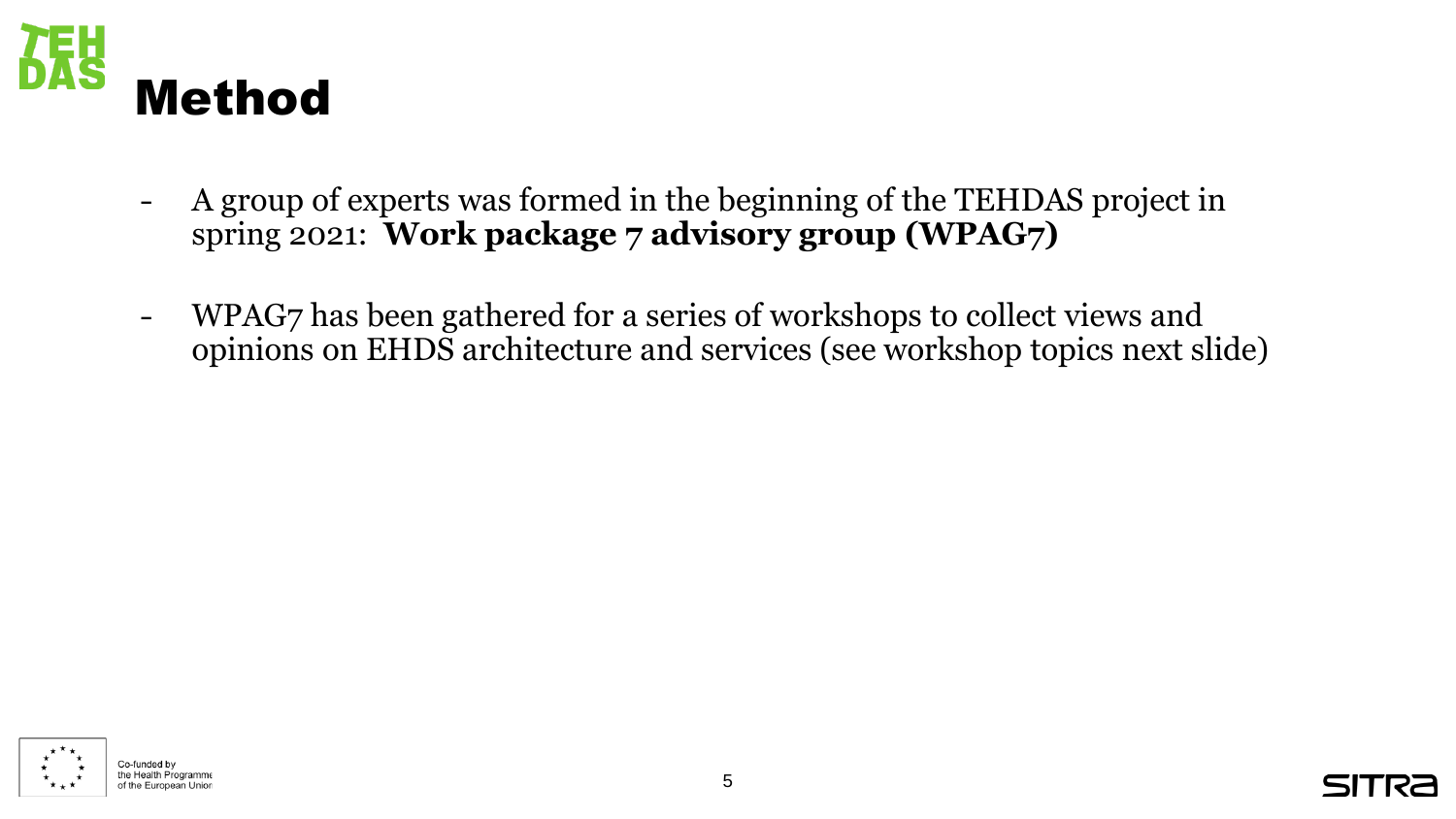# Method

- A group of experts was formed in the beginning of the TEHDAS project in spring 2021: **Work package 7 advisory group (WPAG7)**
- WPAG7 has been gathered for a series of workshops to collect views and opinions on EHDS architecture and services (see workshop topics next slide)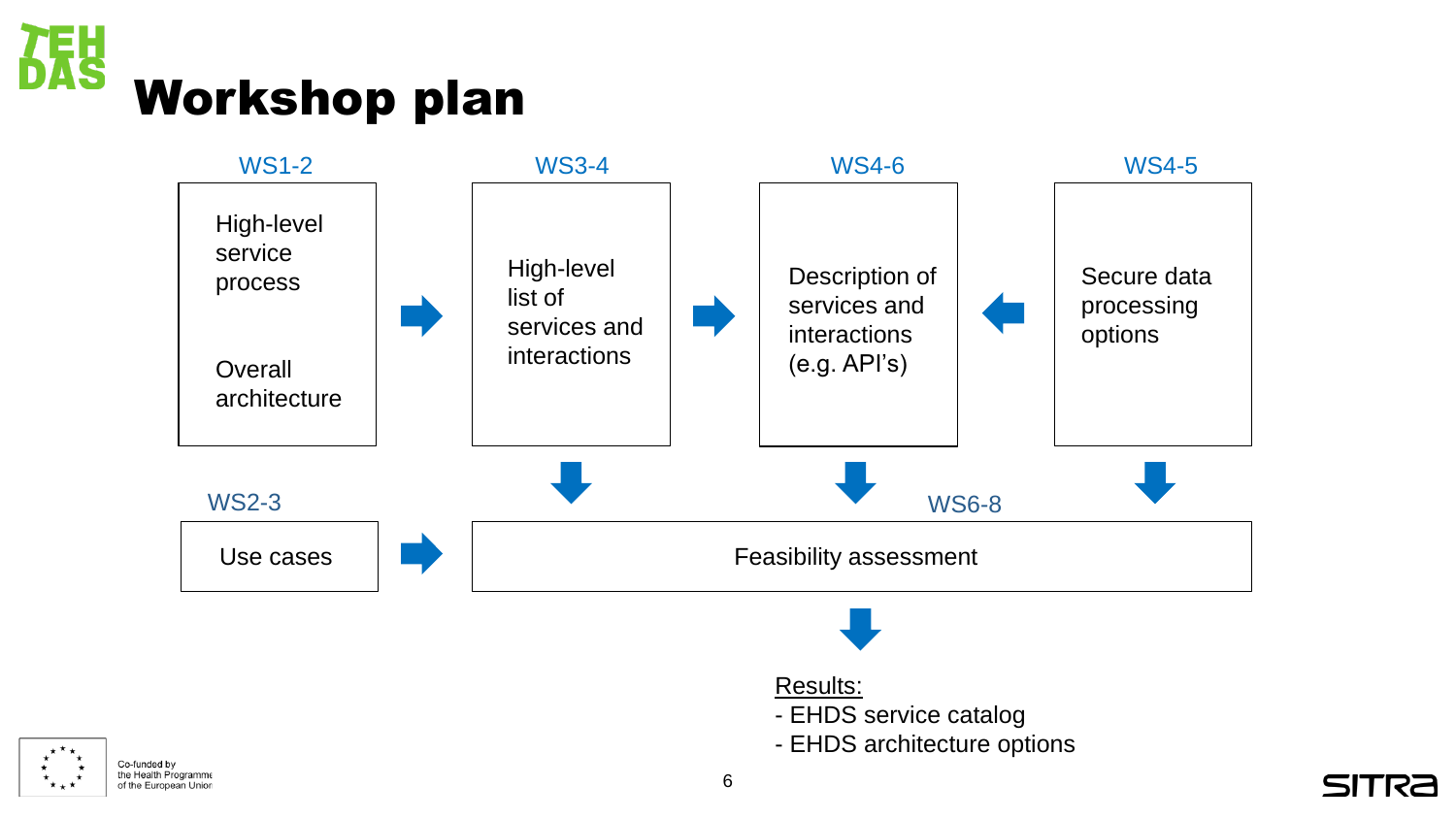# Workshop plan

**WS1-2**
- High-level service process
- Overall architecture

→ **WS3-4**
- High-level list of services and interactions

→ **WS4-6**
- Description of services and interactions (e.g. API's)

← **WS4-5**
- Secure data processing options

**WS2-3**
- Use cases

→ **WS6-8**
- Feasibility assessment

Results:
- EHDS service catalog
- EHDS architecture options

Co-funded by the Health Programme of the European Union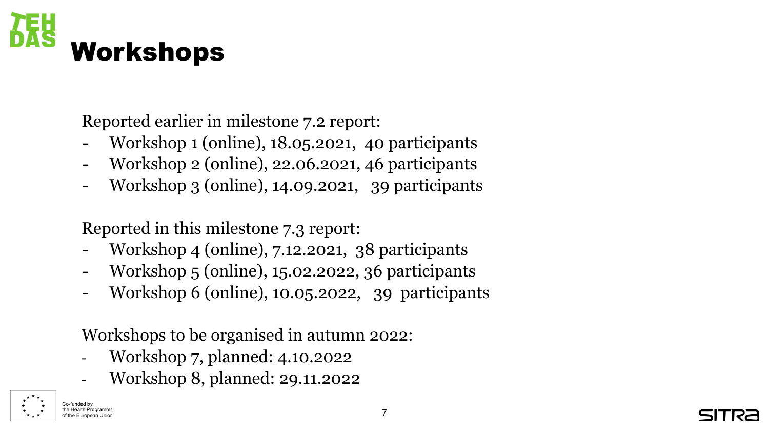# Workshops

Reported earlier in milestone 7.2 report:

- Workshop 1 (online), 18.05.2021, 40 participants
- Workshop 2 (online), 22.06.2021, 46 participants
- Workshop 3 (online), 14.09.2021, 39 participants

Reported in this milestone 7.3 report:

- Workshop 4 (online), 7.12.2021, 38 participants
- Workshop 5 (online), 15.02.2022, 36 participants
- Workshop 6 (online), 10.05.2022, 39 participants

Workshops to be organised in autumn 2022:

- Workshop 7, planned: 4.10.2022
- Workshop 8, planned: 29.11.2022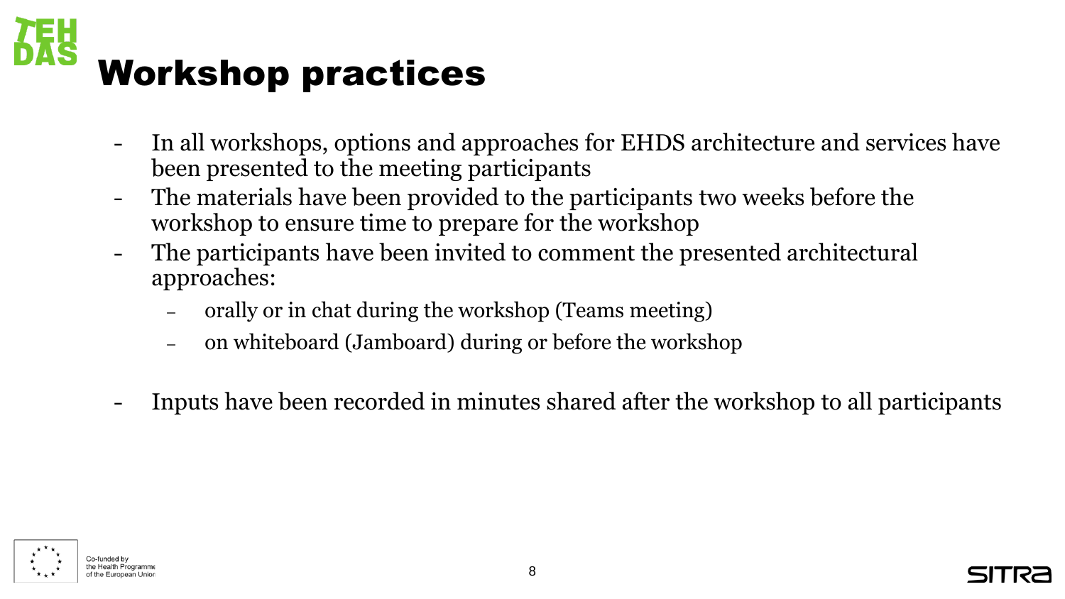# Workshop practices

- In all workshops, options and approaches for EHDS architecture and services have been presented to the meeting participants
- The materials have been provided to the participants two weeks before the workshop to ensure time to prepare for the workshop
- The participants have been invited to comment the presented architectural approaches:
  - orally or in chat during the workshop (Teams meeting)
  - on whiteboard (Jamboard) during or before the workshop
- Inputs have been recorded in minutes shared after the workshop to all participants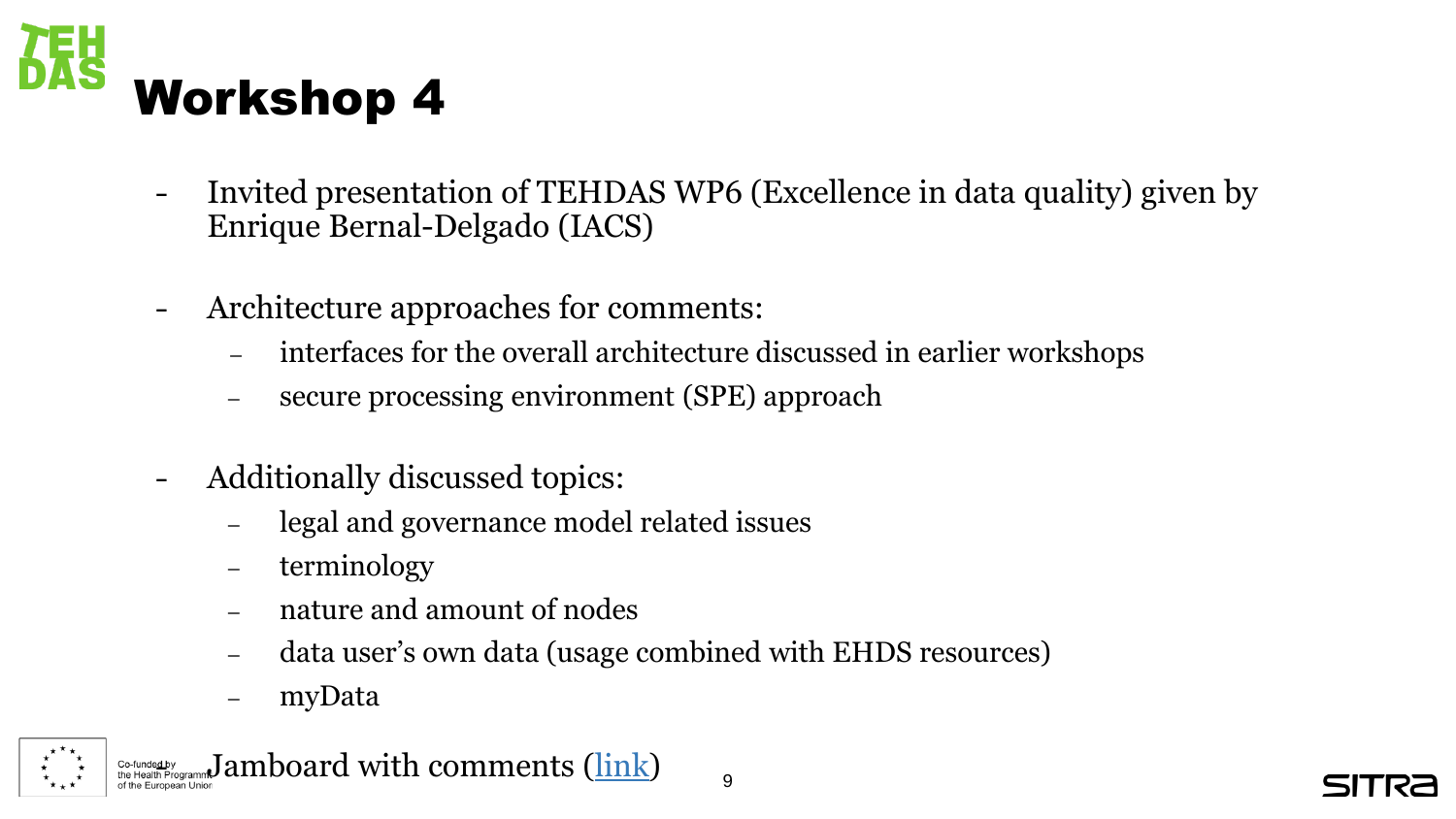# Workshop 4

- Invited presentation of TEHDAS WP6 (Excellence in data quality) given by Enrique Bernal-Delgado (IACS)

- Architecture approaches for comments:
  - interfaces for the overall architecture discussed in earlier workshops
  - secure processing environment (SPE) approach

- Additionally discussed topics:
  - legal and governance model related issues
  - terminology
  - nature and amount of nodes
  - data user's own data (usage combined with EHDS resources)
  - myData

- Jamboard with comments (link)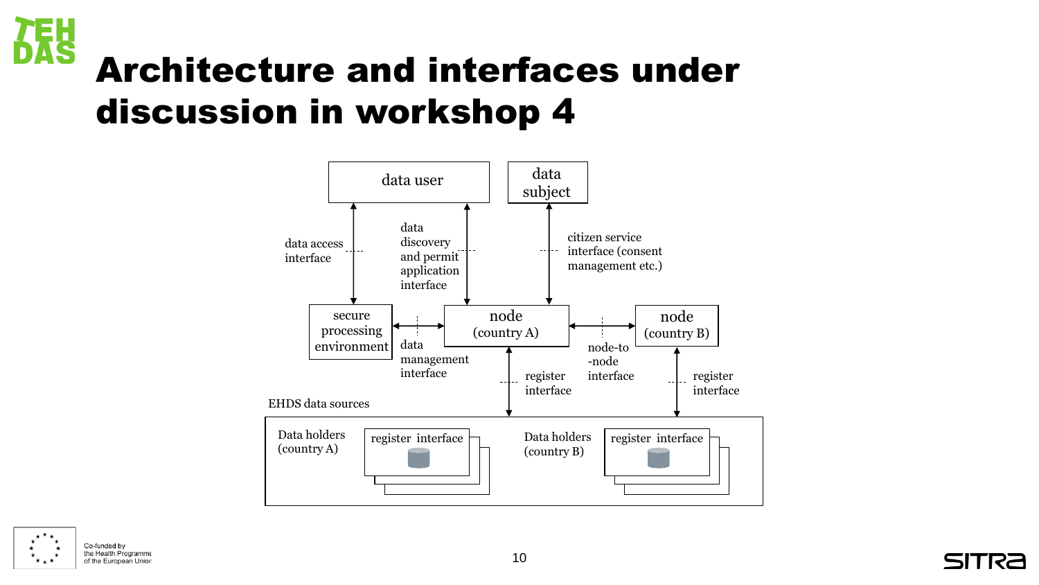# Architecture and interfaces under discussion in workshop 4

data user

data subject

data access interface

data discovery and permit application interface

citizen service interface (consent management etc.)

secure processing environment

data management interface

node (country A)

node-to-node interface

node (country B)

register interface

register interface

EHDS data sources

Data holders (country A)

register interface

Data holders (country B)

register interface

Co-funded by the Health Programme of the European Union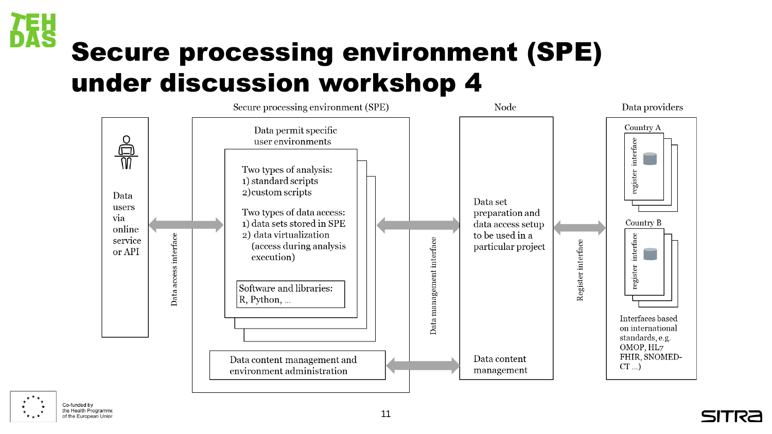# Secure processing environment (SPE) under discussion workshop 4

**Secure processing environment (SPE)**

Data users via online service or API

Data access interface

Data permit specific user environments

Two types of analysis:
1) standard scripts
2) custom scripts

Two types of data access:
1) data sets stored in SPE
2) data virtualization (access during analysis execution)

Software and libraries: R, Python, ...

Data content management and environment administration

Data management interface

**Node**

Data set preparation and data access setup to be used in a particular project

Data content management

Register interface

**Data providers**

Country A

register interface

Country B

register interface

Interfaces based on international standards, e.g. OMOP, HL7 FHIR, SNOMED-CT ...)

Co-funded by the Health Programme of the European Union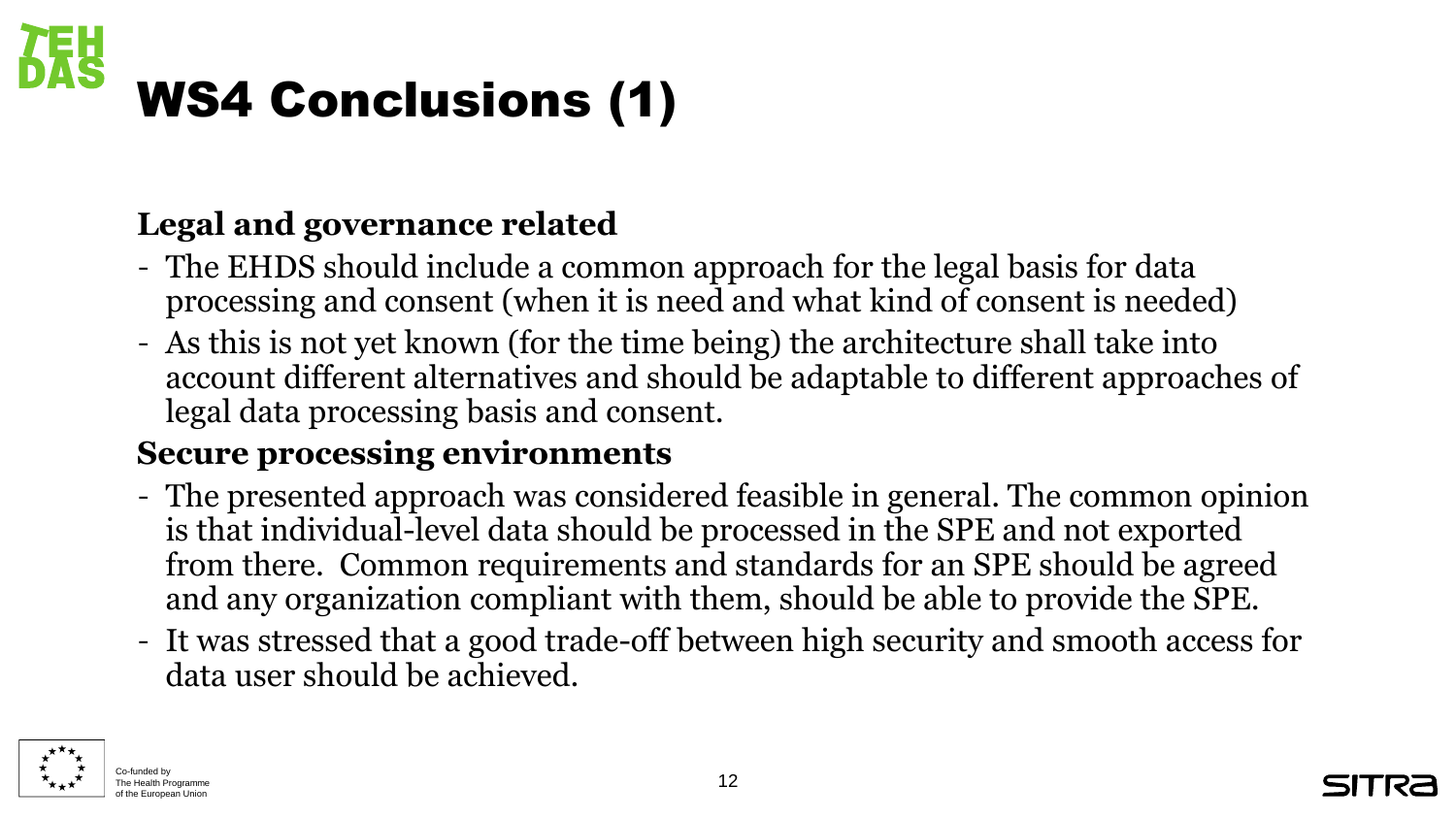# WS4 Conclusions (1)

**Legal and governance related**

- The EHDS should include a common approach for the legal basis for data processing and consent (when it is need and what kind of consent is needed)
- As this is not yet known (for the time being) the architecture shall take into account different alternatives and should be adaptable to different approaches of legal data processing basis and consent.

**Secure processing environments**

- The presented approach was considered feasible in general. The common opinion is that individual-level data should be processed in the SPE and not exported from there. Common requirements and standards for an SPE should be agreed and any organization compliant with them, should be able to provide the SPE.
- It was stressed that a good trade-off between high security and smooth access for data user should be achieved.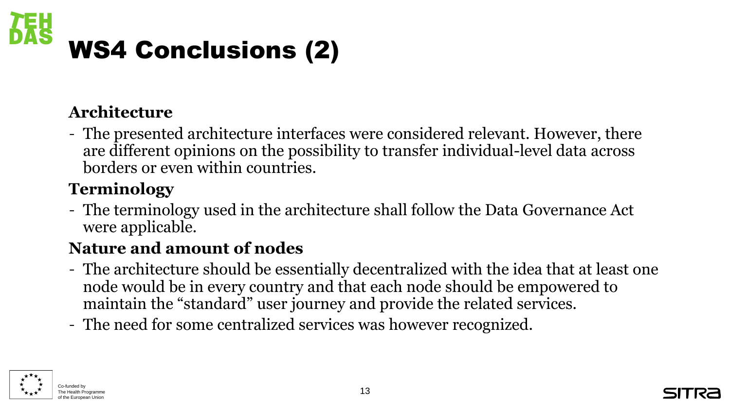# WS4 Conclusions (2)

**Architecture**

- The presented architecture interfaces were considered relevant. However, there are different opinions on the possibility to transfer individual-level data across borders or even within countries.

**Terminology**

- The terminology used in the architecture shall follow the Data Governance Act were applicable.

**Nature and amount of nodes**

- The architecture should be essentially decentralized with the idea that at least one node would be in every country and that each node should be empowered to maintain the "standard" user journey and provide the related services.
- The need for some centralized services was however recognized.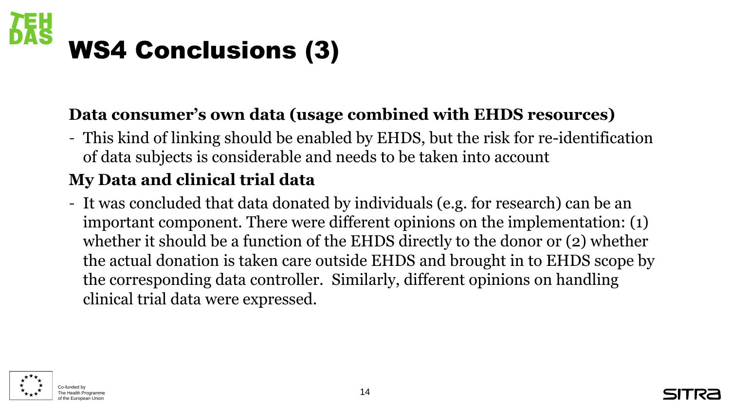# WS4 Conclusions (3)

**Data consumer's own data (usage combined with EHDS resources)**

- This kind of linking should be enabled by EHDS, but the risk for re-identification of data subjects is considerable and needs to be taken into account

**My Data and clinical trial data**

- It was concluded that data donated by individuals (e.g. for research) can be an important component. There were different opinions on the implementation: (1) whether it should be a function of the EHDS directly to the donor or (2) whether the actual donation is taken care outside EHDS and brought in to EHDS scope by the corresponding data controller. Similarly, different opinions on handling clinical trial data were expressed.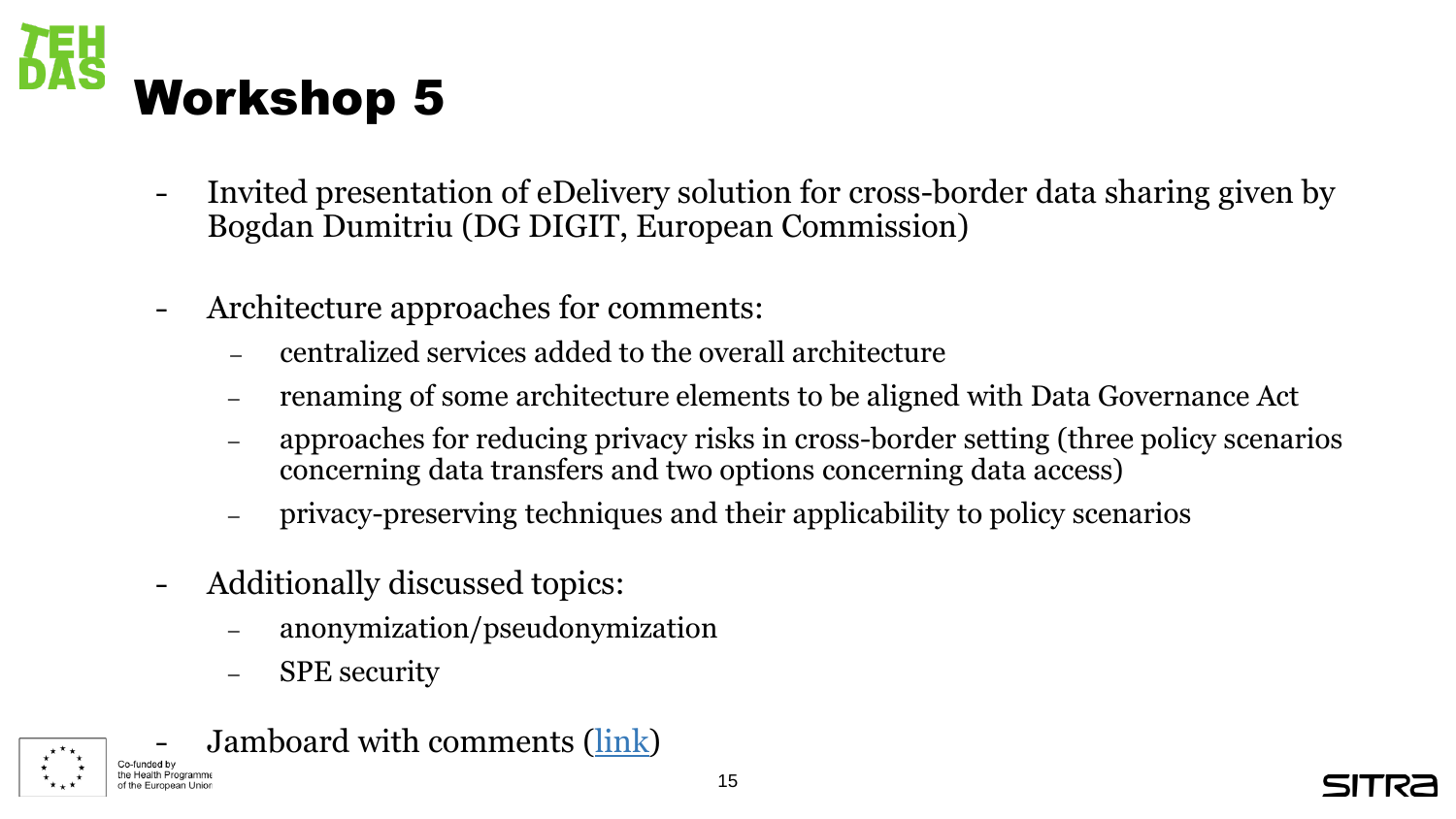# Workshop 5

- Invited presentation of eDelivery solution for cross-border data sharing given by Bogdan Dumitriu (DG DIGIT, European Commission)

- Architecture approaches for comments:
  - centralized services added to the overall architecture
  - renaming of some architecture elements to be aligned with Data Governance Act
  - approaches for reducing privacy risks in cross-border setting (three policy scenarios concerning data transfers and two options concerning data access)
  - privacy-preserving techniques and their applicability to policy scenarios

- Additionally discussed topics:
  - anonymization/pseudonymization
  - SPE security

- Jamboard with comments (link)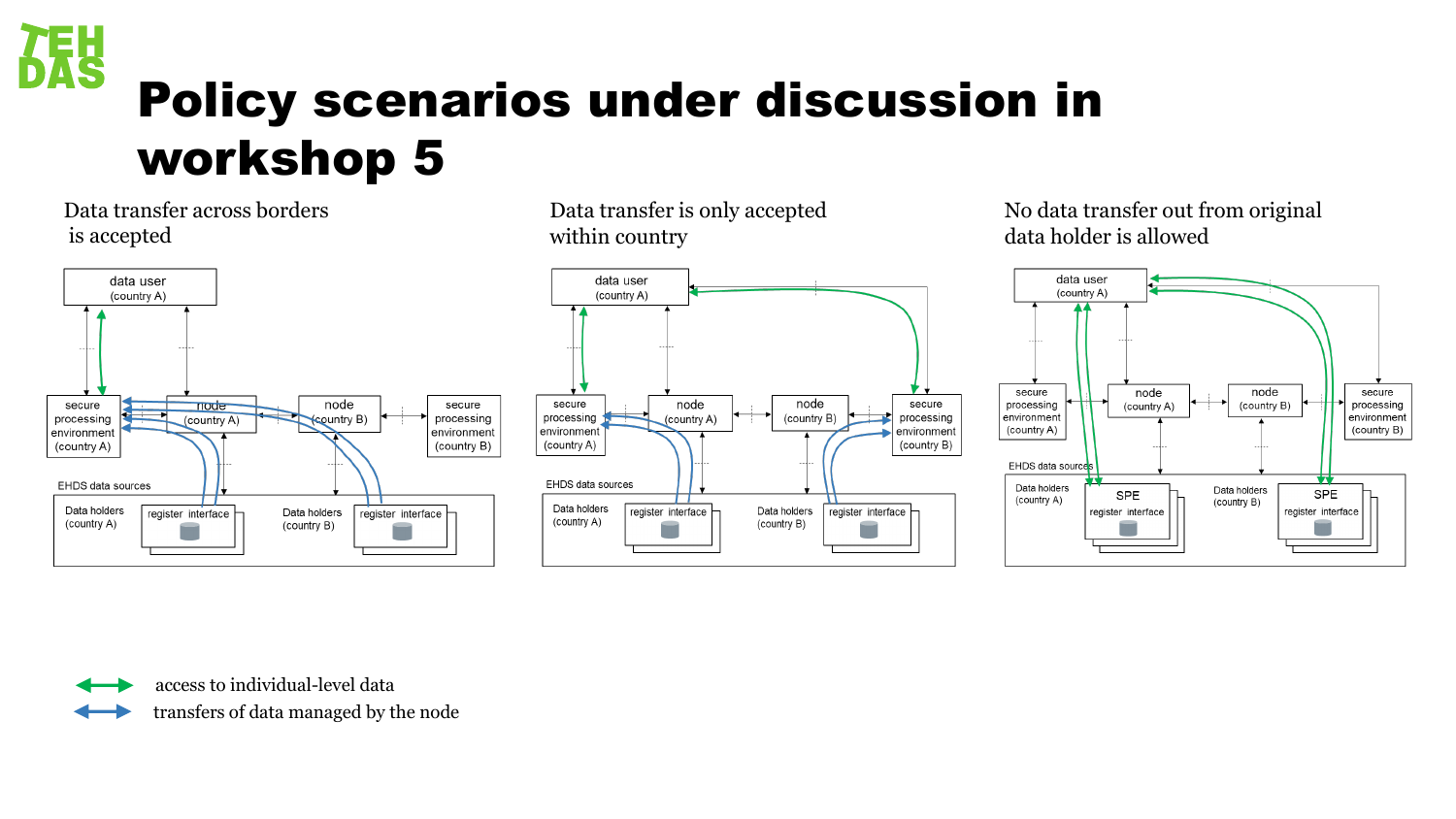# Policy scenarios under discussion in workshop 5

**Data transfer across borders is accepted**

data user (country A)

secure processing environment (country A)

node (country A)

node (country B)

secure processing environment (country B)

EHDS data sources

Data holders (country A) — register interface

Data holders (country B) — register interface

**Data transfer is only accepted within country**

data user (country A)

secure processing environment (country A)

node (country A)

node (country B)

secure processing environment (country B)

EHDS data sources

Data holders (country A) — register interface

Data holders (country B) — register interface

**No data transfer out from original data holder is allowed**

data user (country A)

secure processing environment (country A)

node (country A)

node (country B)

secure processing environment (country B)

EHDS data sources

Data holders (country A) — SPE, register interface

Data holders (country B) — SPE, register interface

↔ access to individual-level data

↔ transfers of data managed by the node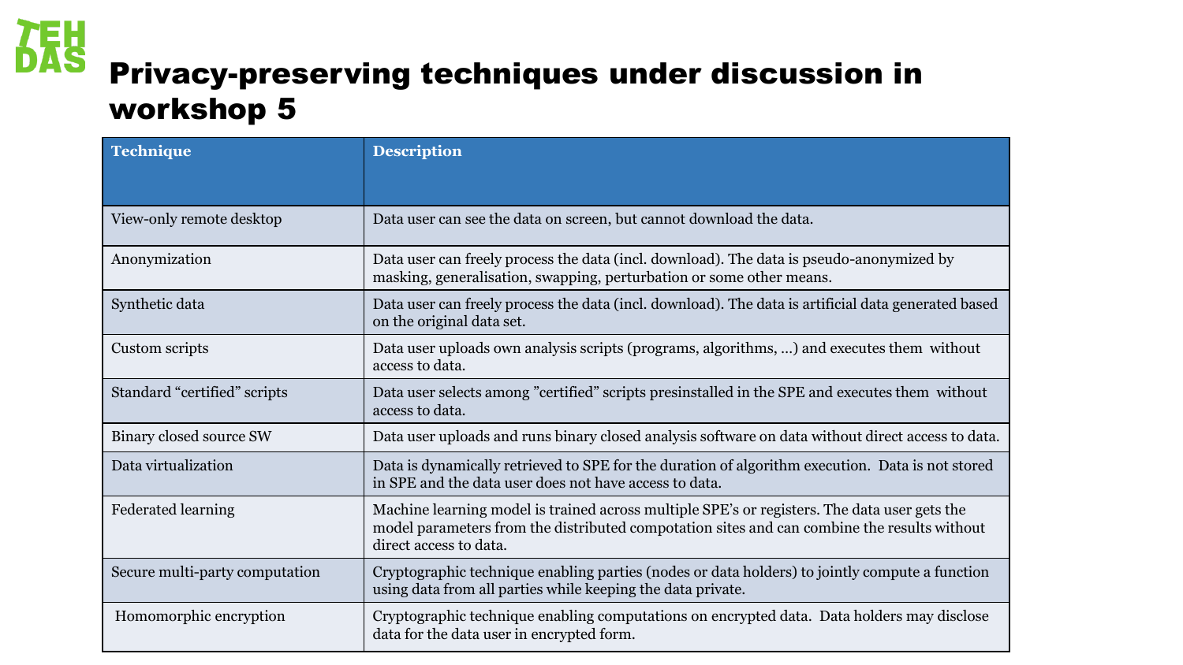# Privacy-preserving techniques under discussion in workshop 5

| Technique | Description |
|---|---|
| View-only remote desktop | Data user can see the data on screen, but cannot download the data. |
| Anonymization | Data user can freely process the data (incl. download). The data is pseudo-anonymized by masking, generalisation, swapping, perturbation or some other means. |
| Synthetic data | Data user can freely process the data (incl. download). The data is artificial data generated based on the original data set. |
| Custom scripts | Data user uploads own analysis scripts (programs, algorithms, …) and executes them without access to data. |
| Standard "certified" scripts | Data user selects among "certified" scripts presinstalled in the SPE and executes them without access to data. |
| Binary closed source SW | Data user uploads and runs binary closed analysis software on data without direct access to data. |
| Data virtualization | Data is dynamically retrieved to SPE for the duration of algorithm execution. Data is not stored in SPE and the data user does not have access to data. |
| Federated learning | Machine learning model is trained across multiple SPE's or registers. The data user gets the model parameters from the distributed compotation sites and can combine the results without direct access to data. |
| Secure multi-party computation | Cryptographic technique enabling parties (nodes or data holders) to jointly compute a function using data from all parties while keeping the data private. |
| Homomorphic encryption | Cryptographic technique enabling computations on encrypted data. Data holders may disclose data for the data user in encrypted form. |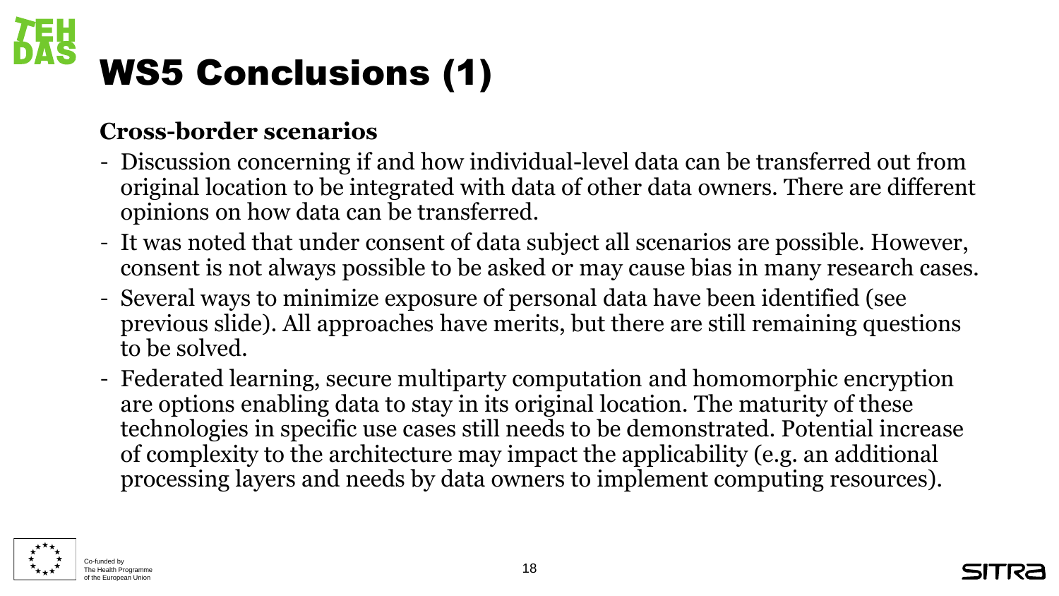# WS5 Conclusions (1)

**Cross-border scenarios**

- Discussion concerning if and how individual-level data can be transferred out from original location to be integrated with data of other data owners. There are different opinions on how data can be transferred.
- It was noted that under consent of data subject all scenarios are possible. However, consent is not always possible to be asked or may cause bias in many research cases.
- Several ways to minimize exposure of personal data have been identified (see previous slide). All approaches have merits, but there are still remaining questions to be solved.
- Federated learning, secure multiparty computation and homomorphic encryption are options enabling data to stay in its original location. The maturity of these technologies in specific use cases still needs to be demonstrated. Potential increase of complexity to the architecture may impact the applicability (e.g. an additional processing layers and needs by data owners to implement computing resources).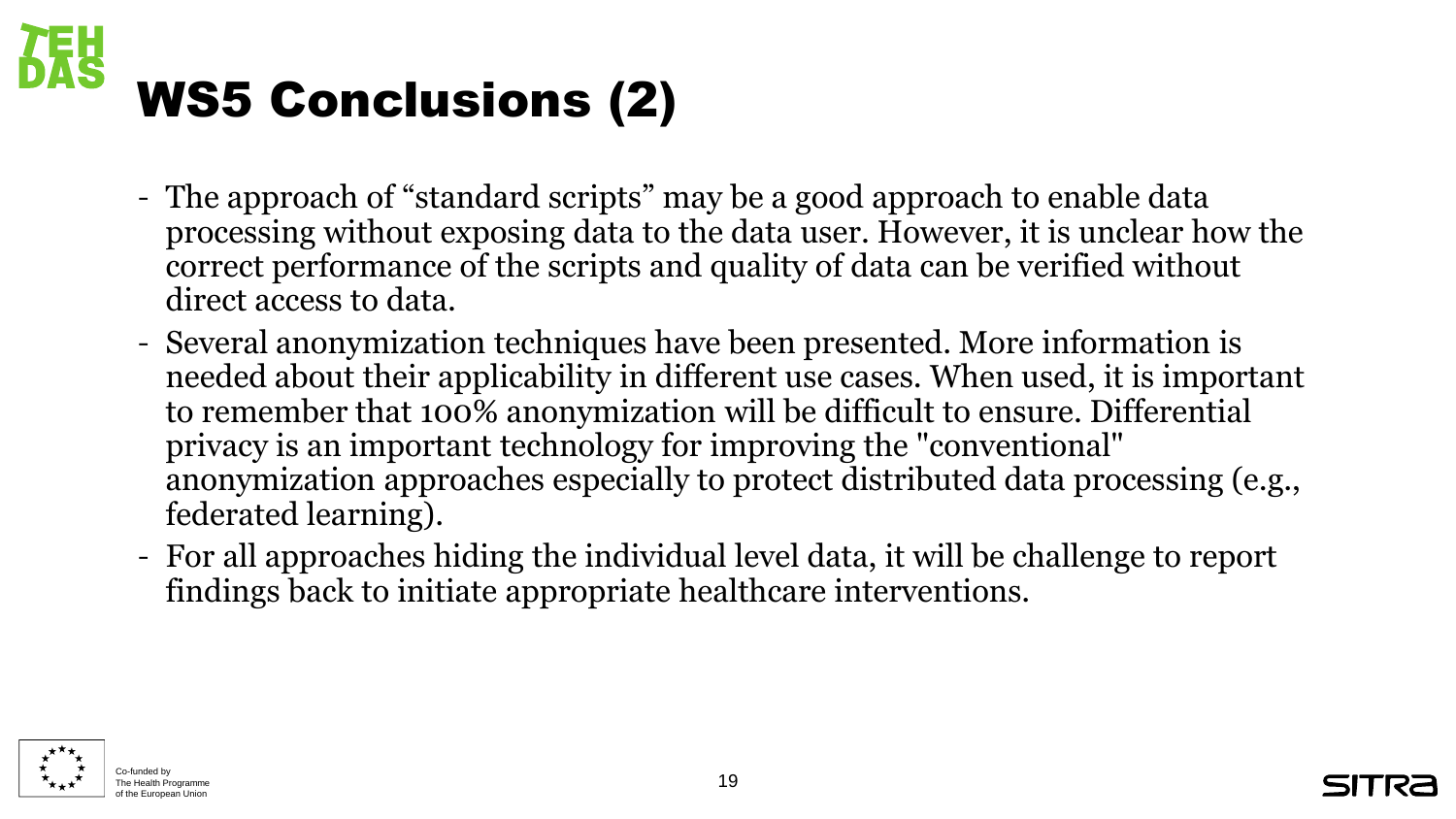# WS5 Conclusions (2)

- The approach of "standard scripts" may be a good approach to enable data processing without exposing data to the data user. However, it is unclear how the correct performance of the scripts and quality of data can be verified without direct access to data.
- Several anonymization techniques have been presented. More information is needed about their applicability in different use cases. When used, it is important to remember that 100% anonymization will be difficult to ensure. Differential privacy is an important technology for improving the "conventional" anonymization approaches especially to protect distributed data processing (e.g., federated learning).
- For all approaches hiding the individual level data, it will be challenge to report findings back to initiate appropriate healthcare interventions.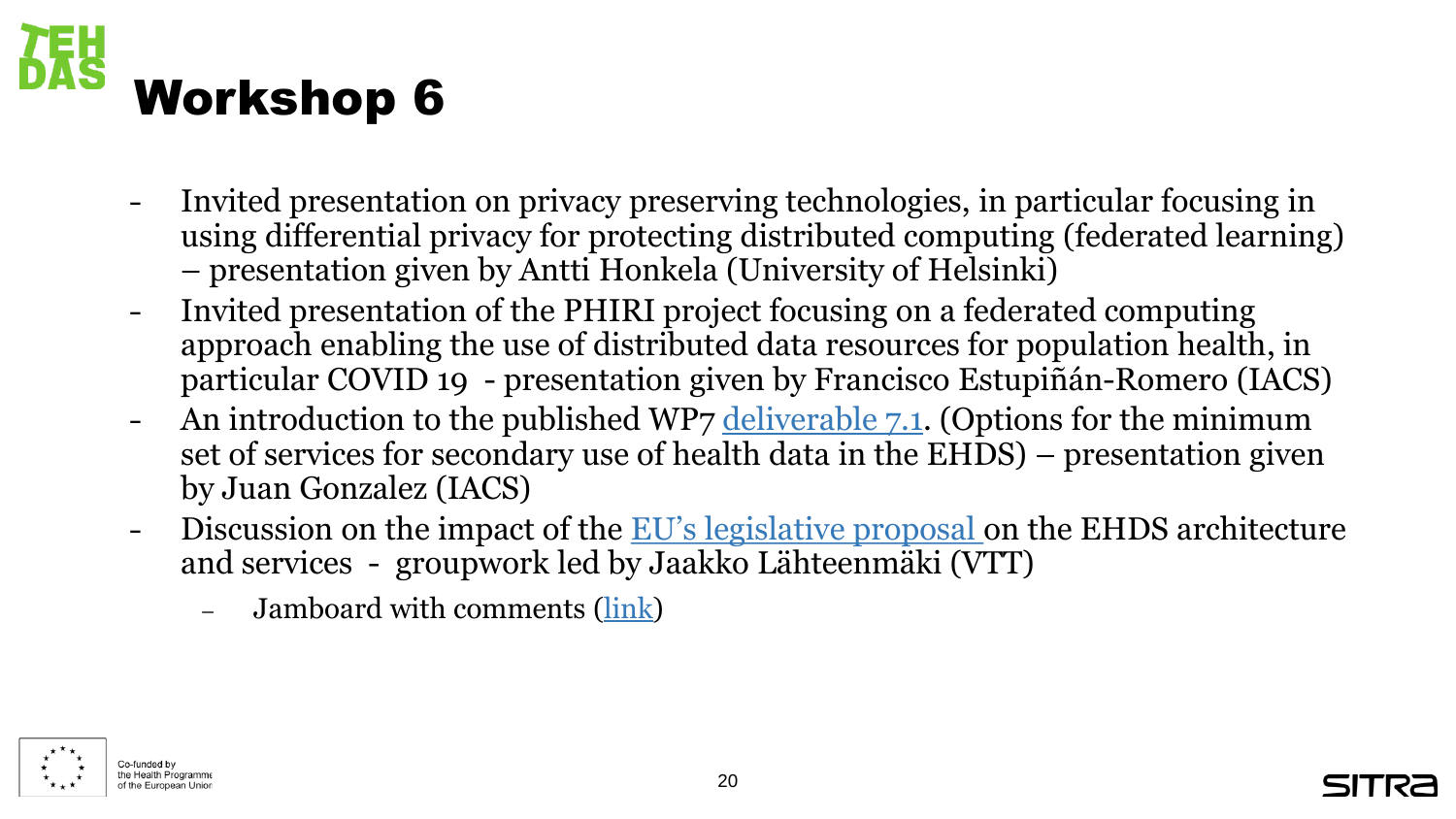# Workshop 6

- Invited presentation on privacy preserving technologies, in particular focusing in using differential privacy for protecting distributed computing (federated learning) – presentation given by Antti Honkela (University of Helsinki)
- Invited presentation of the PHIRI project focusing on a federated computing approach enabling the use of distributed data resources for population health, in particular COVID 19 - presentation given by Francisco Estupiñán-Romero (IACS)
- An introduction to the published WP7 deliverable 7.1. (Options for the minimum set of services for secondary use of health data in the EHDS) – presentation given by Juan Gonzalez (IACS)
- Discussion on the impact of the EU's legislative proposal on the EHDS architecture and services - groupwork led by Jaakko Lähteenmäki (VTT)
  - Jamboard with comments (link)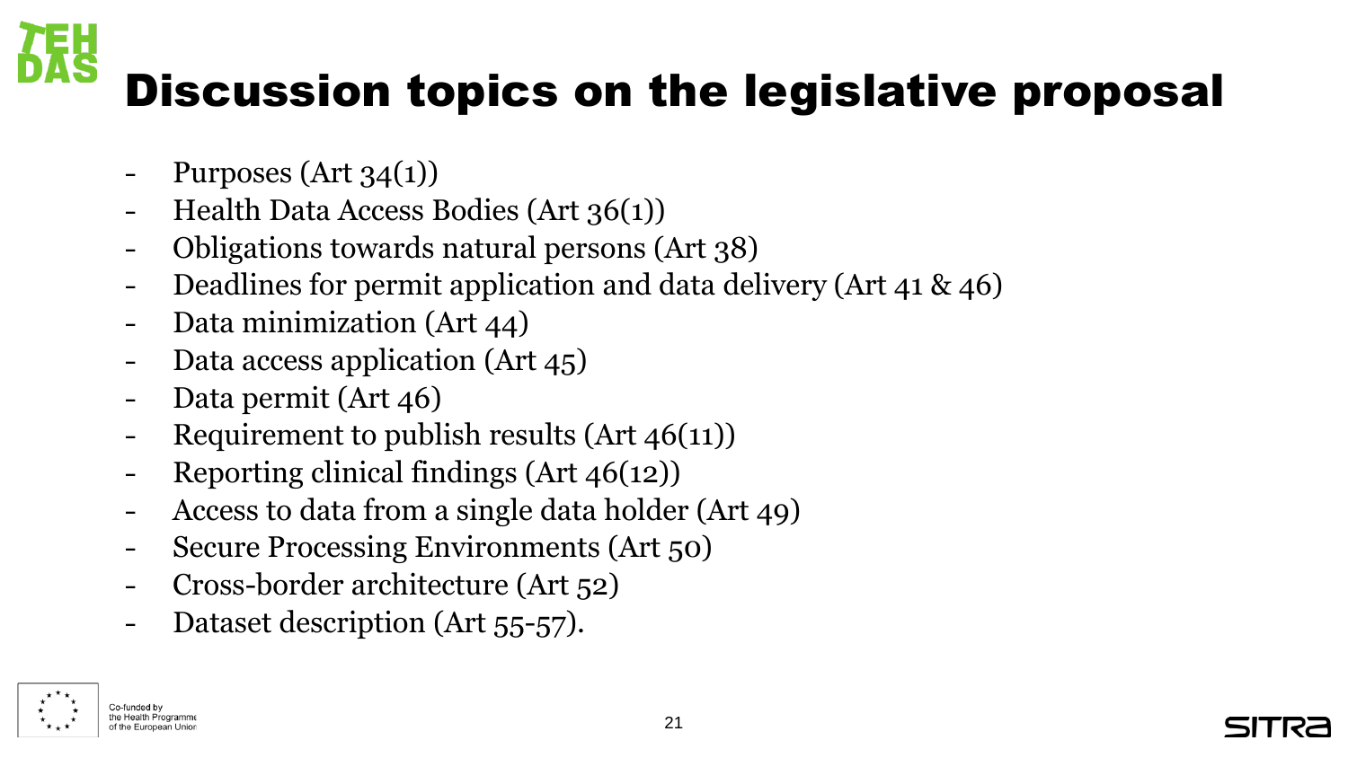# Discussion topics on the legislative proposal

- Purposes (Art 34(1))
- Health Data Access Bodies (Art 36(1))
- Obligations towards natural persons (Art 38)
- Deadlines for permit application and data delivery (Art 41 & 46)
- Data minimization (Art 44)
- Data access application (Art 45)
- Data permit (Art 46)
- Requirement to publish results (Art 46(11))
- Reporting clinical findings (Art 46(12))
- Access to data from a single data holder (Art 49)
- Secure Processing Environments (Art 50)
- Cross-border architecture (Art 52)
- Dataset description (Art 55-57).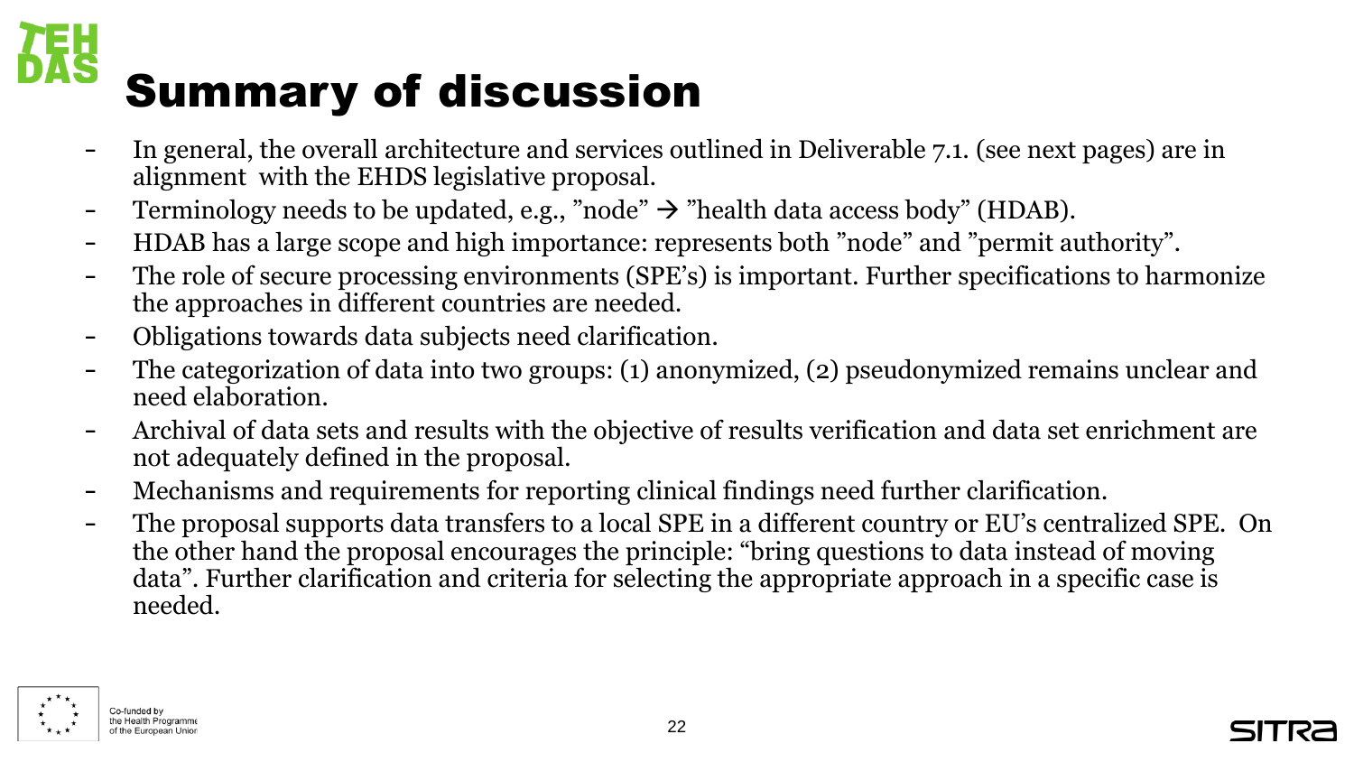# Summary of discussion

- In general, the overall architecture and services outlined in Deliverable 7.1. (see next pages) are in alignment with the EHDS legislative proposal.
- Terminology needs to be updated, e.g., ”node” → ”health data access body” (HDAB).
- HDAB has a large scope and high importance: represents both ”node” and ”permit authority”.
- The role of secure processing environments (SPE’s) is important. Further specifications to harmonize the approaches in different countries are needed.
- Obligations towards data subjects need clarification.
- The categorization of data into two groups: (1) anonymized, (2) pseudonymized remains unclear and need elaboration.
- Archival of data sets and results with the objective of results verification and data set enrichment are not adequately defined in the proposal.
- Mechanisms and requirements for reporting clinical findings need further clarification.
- The proposal supports data transfers to a local SPE in a different country or EU’s centralized SPE. On the other hand the proposal encourages the principle: “bring questions to data instead of moving data”. Further clarification and criteria for selecting the appropriate approach in a specific case is needed.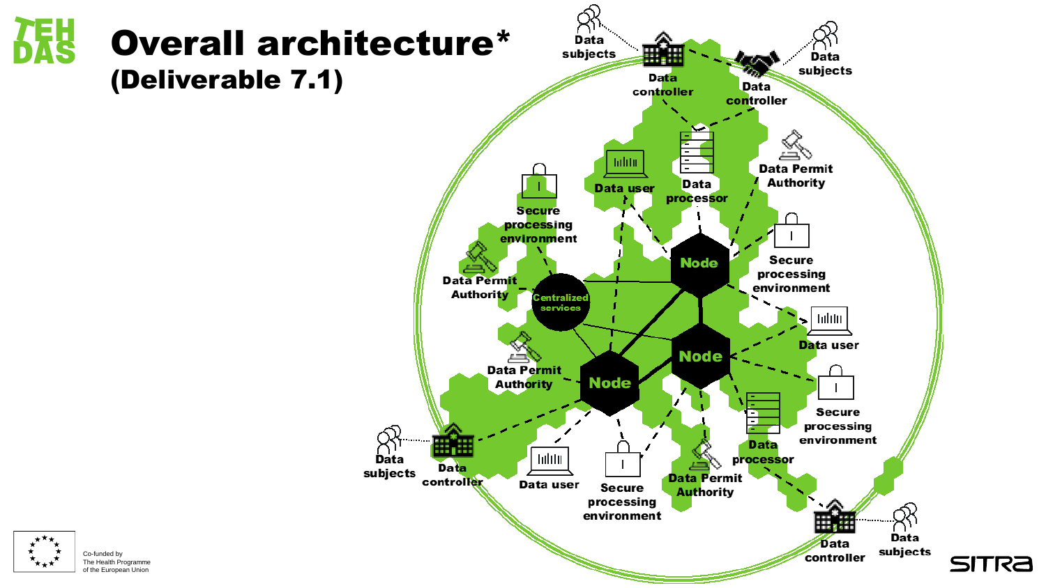# Overall architecture*
## (Deliverable 7.1)

Data subjects

Data controller

Data subjects

Data controller

Data user

Data processor

Data Permit Authority

Secure processing environment

Data Permit Authority

Centralized services

Node

Secure processing environment

Node

Data user

Data Permit Authority

Node

Secure processing environment

Data processor

Data subjects

Data controller

Data user

Secure processing environment

Data Permit Authority

Data controller

Data subjects

Co-funded by The Health Programme of the European Union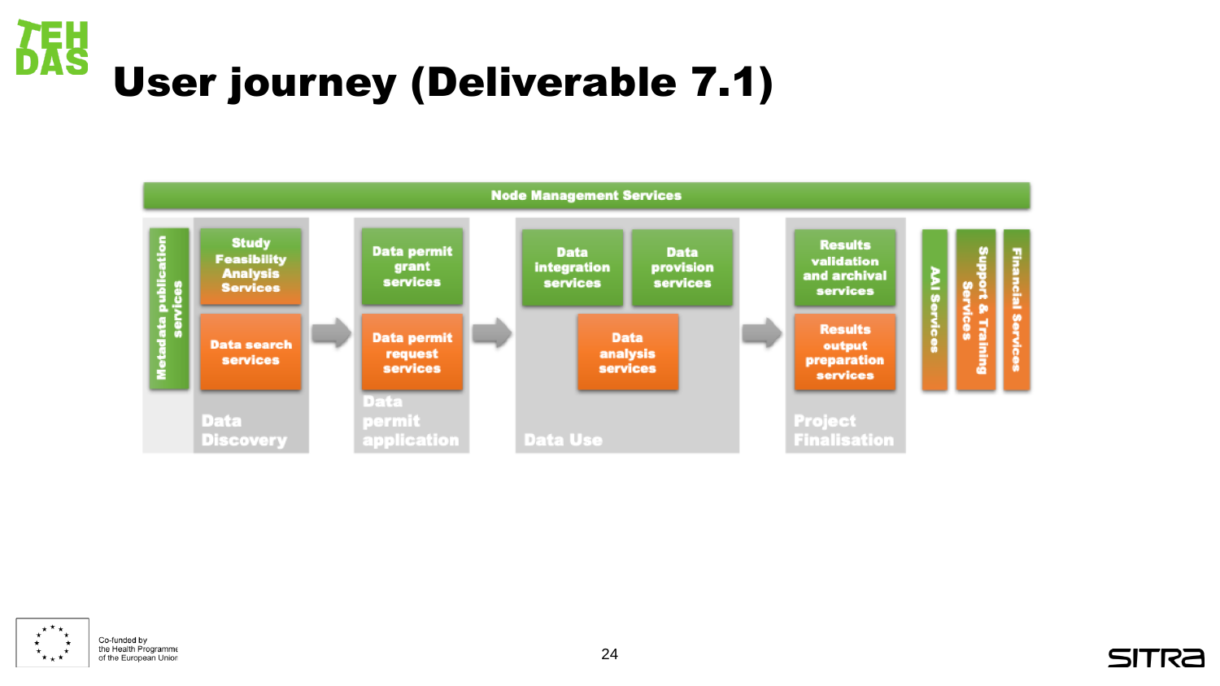# User journey (Deliverable 7.1)

**Node Management Services**

**Data Discovery**
- Metadata publication services
- Study Feasibility Analysis Services
- Data search services

**Data permit application**
- Data permit grant services
- Data permit request services

**Data Use**
- Data integration services
- Data provision services
- Data analysis services

**Project Finalisation**
- Results validation and archival services
- Results output preparation services

AAI Services

Support & Training Services

Financial Services

Co-funded by the Health Programme of the European Union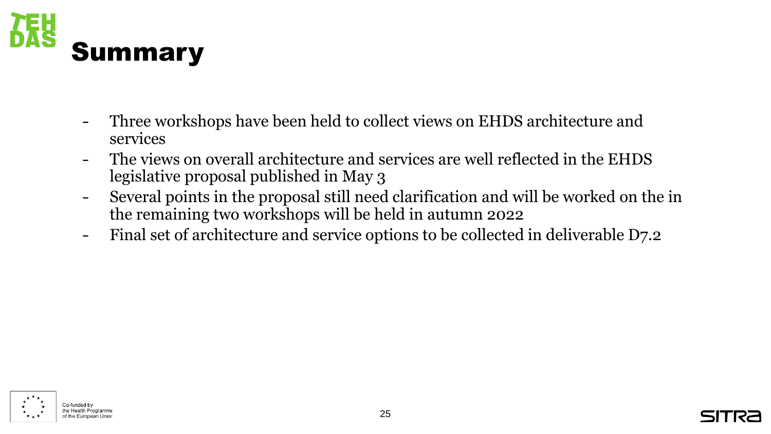# Summary

- Three workshops have been held to collect views on EHDS architecture and services
- The views on overall architecture and services are well reflected in the EHDS legislative proposal published in May 3
- Several points in the proposal still need clarification and will be worked on the in the remaining two workshops will be held in autumn 2022
- Final set of architecture and service options to be collected in deliverable D7.2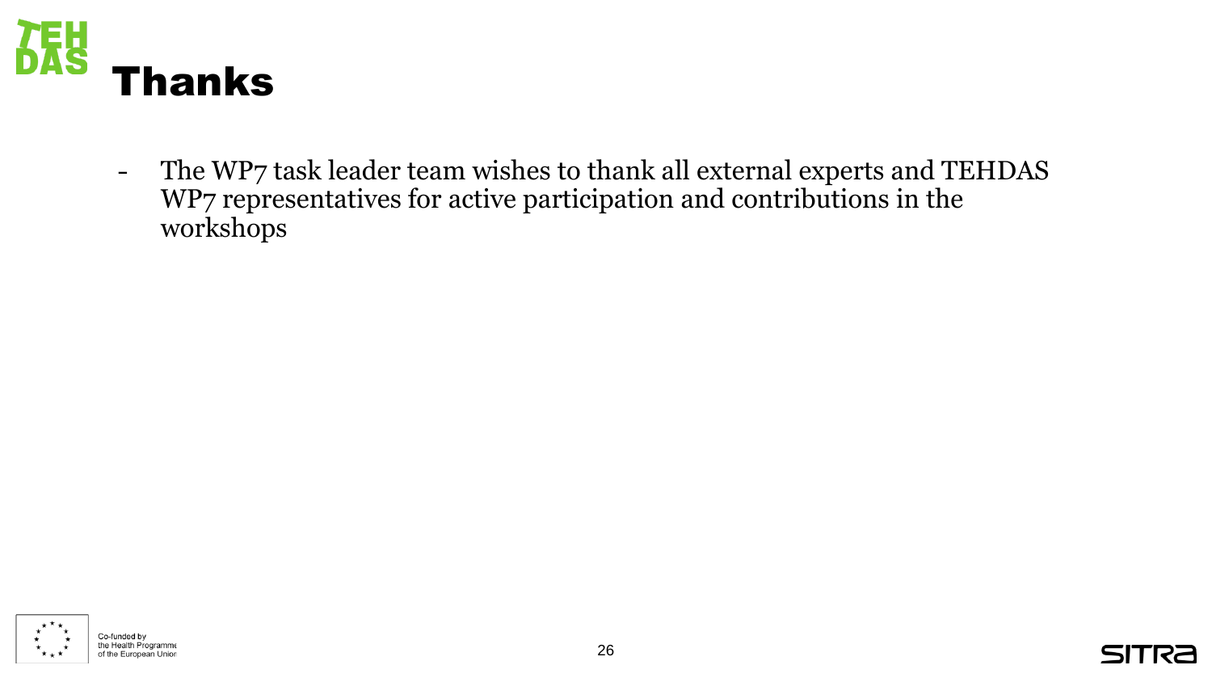# Thanks

- The WP7 task leader team wishes to thank all external experts and TEHDAS WP7 representatives for active participation and contributions in the workshops